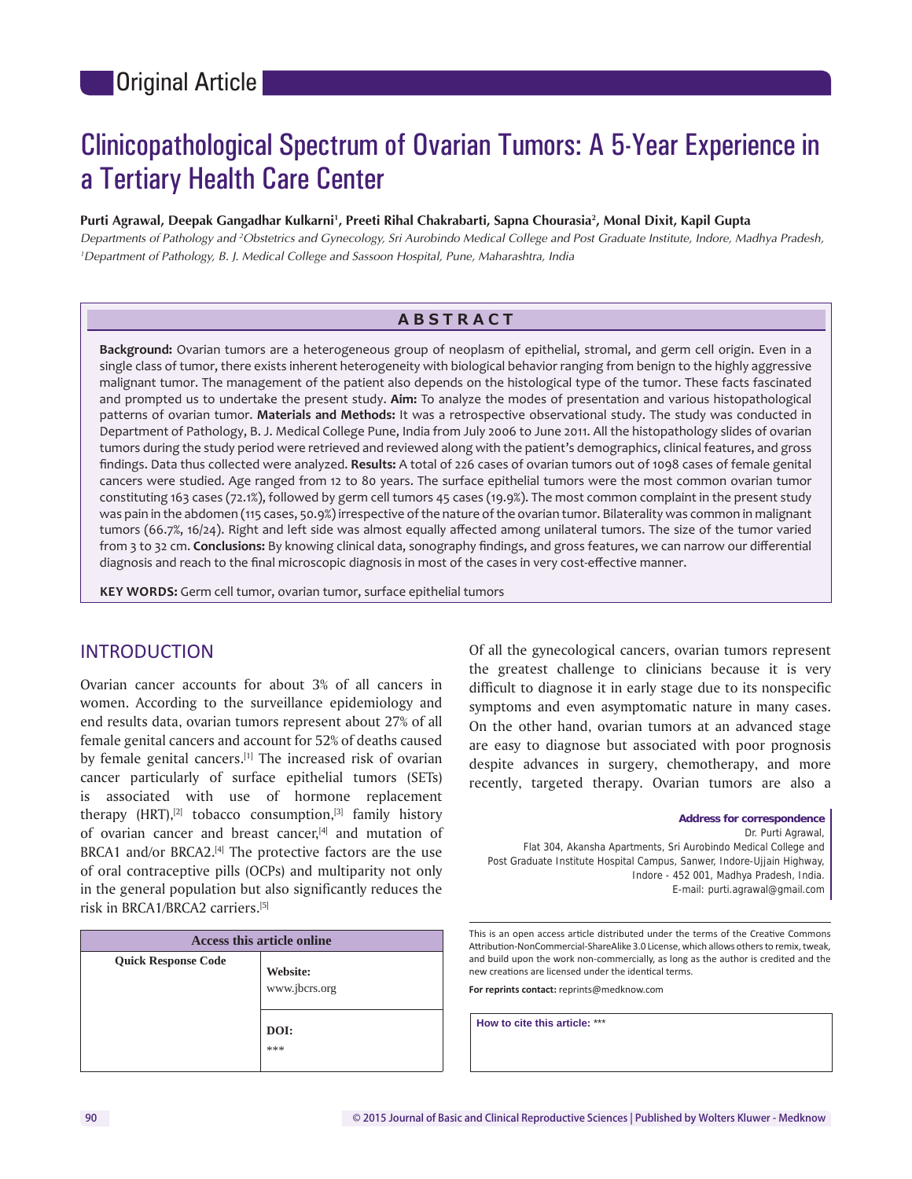Original Article

# Clinicopathological Spectrum of Ovarian Tumors: A 5-Year Experience in a Tertiary Health Care Center

**Purti Agrawal, Deepak Gangadhar Kulkarni[1], Preeti Rihal Chakrabarti, Sapna Chourasia[2], Monal Dixit, Kapil Gupta**

*Departments of Pathology and [2]Obstetrics and Gynecology, Sri Aurobindo Medical College and Post Graduate Institute, Indore, Madhya Pradesh, [1]Department of Pathology, B. J. Medical College and Sassoon Hospital, Pune, Maharashtra, India*

## ABSTRACT

**Background:** Ovarian tumors are a heterogeneous group of neoplasm of epithelial, stromal, and germ cell origin. Even in a single class of tumor, there exists inherent heterogeneity with biological behavior ranging from benign to the highly aggressive malignant tumor. The management of the patient also depends on the histological type of the tumor. These facts fascinated and prompted us to undertake the present study. **Aim:** To analyze the modes of presentation and various histopathological patterns of ovarian tumor. **Materials and Methods:** It was a retrospective observational study. The study was conducted in Department of Pathology, B. J. Medical College Pune, India from July 2006 to June 2011. All the histopathology slides of ovarian tumors during the study period were retrieved and reviewed along with the patient's demographics, clinical features, and gross findings. Data thus collected were analyzed. **Results:** A total of 226 cases of ovarian tumors out of 1098 cases of female genital cancers were studied. Age ranged from 12 to 80 years. The surface epithelial tumors were the most common ovarian tumor constituting 163 cases (72.1%), followed by germ cell tumors 45 cases (19.9%). The most common complaint in the present study was pain in the abdomen (115 cases, 50.9%) irrespective of the nature of the ovarian tumor. Bilaterality was common in malignant tumors (66.7%, 16/24). Right and left side was almost equally affected among unilateral tumors. The size of the tumor varied from 3 to 32 cm. **Conclusions:** By knowing clinical data, sonography findings, and gross features, we can narrow our differential diagnosis and reach to the final microscopic diagnosis in most of the cases in very cost-effective manner.

**KEY WORDS:** Germ cell tumor, ovarian tumor, surface epithelial tumors

## INTRODUCTION

Ovarian cancer accounts for about 3% of all cancers in women. According to the surveillance epidemiology and end results data, ovarian tumors represent about 27% of all female genital cancers and account for 52% of deaths caused by female genital cancers.[1] The increased risk of ovarian cancer particularly of surface epithelial tumors (SETs) is associated with use of hormone replacement therapy (HRT),[2] tobacco consumption,[3] family history of ovarian cancer and breast cancer,[4] and mutation of BRCA1 and/or BRCA2.[4] The protective factors are the use of oral contraceptive pills (OCPs) and multiparity not only in the general population but also significantly reduces the risk in BRCA1/BRCA2 carriers.[5]

Of all the gynecological cancers, ovarian tumors represent the greatest challenge to clinicians because it is very difficult to diagnose it in early stage due to its nonspecific symptoms and even asymptomatic nature in many cases. On the other hand, ovarian tumors at an advanced stage are easy to diagnose but associated with poor prognosis despite advances in surgery, chemotherapy, and more recently, targeted therapy. Ovarian tumors are also a

| Access this article online | |
|---|---|
| Quick Response Code | Website: www.jbcrs.org |
| | DOI: *** |

**Address for correspondence**
Dr. Purti Agrawal,
Flat 304, Akansha Apartments, Sri Aurobindo Medical College and Post Graduate Institute Hospital Campus, Sanwer, Indore-Ujjain Highway, Indore - 452 001, Madhya Pradesh, India.
E-mail: purti.agrawal@gmail.com

This is an open access article distributed under the terms of the Creative Commons Attribution-NonCommercial-ShareAlike 3.0 License, which allows others to remix, tweak, and build upon the work non-commercially, as long as the author is credited and the new creations are licensed under the identical terms.

**For reprints contact:** reprints@medknow.com

**How to cite this article:** ***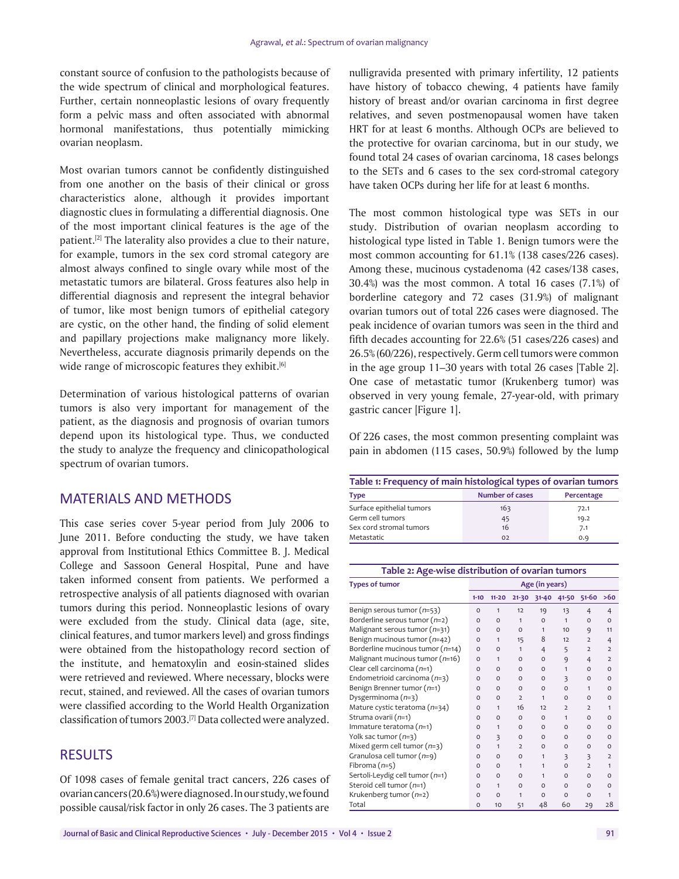constant source of confusion to the pathologists because of the wide spectrum of clinical and morphological features. Further, certain nonneoplastic lesions of ovary frequently form a pelvic mass and often associated with abnormal hormonal manifestations, thus potentially mimicking ovarian neoplasm.

Most ovarian tumors cannot be confidently distinguished from one another on the basis of their clinical or gross characteristics alone, although it provides important diagnostic clues in formulating a differential diagnosis. One of the most important clinical features is the age of the patient.[2] The laterality also provides a clue to their nature, for example, tumors in the sex cord stromal category are almost always confined to single ovary while most of the metastatic tumors are bilateral. Gross features also help in differential diagnosis and represent the integral behavior of tumor, like most benign tumors of epithelial category are cystic, on the other hand, the finding of solid element and papillary projections make malignancy more likely. Nevertheless, accurate diagnosis primarily depends on the wide range of microscopic features they exhibit.[6]

Determination of various histological patterns of ovarian tumors is also very important for management of the patient, as the diagnosis and prognosis of ovarian tumors depend upon its histological type. Thus, we conducted the study to analyze the frequency and clinicopathological spectrum of ovarian tumors.

## MATERIALS AND METHODS

This case series cover 5-year period from July 2006 to June 2011. Before conducting the study, we have taken approval from Institutional Ethics Committee B. J. Medical College and Sassoon General Hospital, Pune and have taken informed consent from patients. We performed a retrospective analysis of all patients diagnosed with ovarian tumors during this period. Nonneoplastic lesions of ovary were excluded from the study. Clinical data (age, site, clinical features, and tumor markers level) and gross findings were obtained from the histopathology record section of the institute, and hematoxylin and eosin-stained slides were retrieved and reviewed. Where necessary, blocks were recut, stained, and reviewed. All the cases of ovarian tumors were classified according to the World Health Organization classification of tumors 2003.[7] Data collected were analyzed.

## RESULTS

Of 1098 cases of female genital tract cancers, 226 cases of ovarian cancers (20.6%) were diagnosed. In our study, we found possible causal/risk factor in only 26 cases. The 3 patients are nulligravida presented with primary infertility, 12 patients have history of tobacco chewing, 4 patients have family history of breast and/or ovarian carcinoma in first degree relatives, and seven postmenopausal women have taken HRT for at least 6 months. Although OCPs are believed to the protective for ovarian carcinoma, but in our study, we found total 24 cases of ovarian carcinoma, 18 cases belongs to the SETs and 6 cases to the sex cord-stromal category have taken OCPs during her life for at least 6 months.

The most common histological type was SETs in our study. Distribution of ovarian neoplasm according to histological type listed in Table 1. Benign tumors were the most common accounting for 61.1% (138 cases/226 cases). Among these, mucinous cystadenoma (42 cases/138 cases, 30.4%) was the most common. A total 16 cases (7.1%) of borderline category and 72 cases (31.9%) of malignant ovarian tumors out of total 226 cases were diagnosed. The peak incidence of ovarian tumors was seen in the third and fifth decades accounting for 22.6% (51 cases/226 cases) and 26.5% (60/226), respectively. Germ cell tumors were common in the age group 11–30 years with total 26 cases [Table 2]. One case of metastatic tumor (Krukenberg tumor) was observed in very young female, 27-year-old, with primary gastric cancer [Figure 1].

Of 226 cases, the most common presenting complaint was pain in abdomen (115 cases, 50.9%) followed by the lump

**Table 1: Frequency of main histological types of ovarian tumors**

| Type | Number of cases | Percentage |
|---|---|---|
| Surface epithelial tumors | 163 | 72.1 |
| Germ cell tumors | 45 | 19.2 |
| Sex cord stromal tumors | 16 | 7.1 |
| Metastatic | 02 | 0.9 |

**Table 2: Age-wise distribution of ovarian tumors**

| Types of tumor | Age (in years) | | | | | | |
|---|---|---|---|---|---|---|---|
| | 1-10 | 11-20 | 21-30 | 31-40 | 41-50 | 51-60 | >60 |
| Benign serous tumor (*n*=53) | 0 | 1 | 12 | 19 | 13 | 4 | 4 |
| Borderline serous tumor (*n*=2) | 0 | 0 | 1 | 0 | 1 | 0 | 0 |
| Malignant serous tumor (*n*=31) | 0 | 0 | 0 | 1 | 10 | 9 | 11 |
| Benign mucinous tumor (*n*=42) | 0 | 1 | 15 | 8 | 12 | 2 | 4 |
| Borderline mucinous tumor (*n*=14) | 0 | 0 | 1 | 4 | 5 | 2 | 2 |
| Malignant mucinous tumor (*n*=16) | 0 | 1 | 0 | 0 | 9 | 4 | 2 |
| Clear cell carcinoma (*n*=1) | 0 | 0 | 0 | 0 | 1 | 0 | 0 |
| Endometrioid carcinoma (*n*=3) | 0 | 0 | 0 | 0 | 3 | 0 | 0 |
| Benign Brenner tumor (*n*=1) | 0 | 0 | 0 | 0 | 0 | 1 | 0 |
| Dysgerminoma (*n*=3) | 0 | 0 | 2 | 1 | 0 | 0 | 0 |
| Mature cystic teratoma (*n*=34) | 0 | 1 | 16 | 12 | 2 | 2 | 1 |
| Struma ovarii (*n*=1) | 0 | 0 | 0 | 0 | 1 | 0 | 0 |
| Immature teratoma (*n*=1) | 0 | 1 | 0 | 0 | 0 | 0 | 0 |
| Yolk sac tumor (*n*=3) | 0 | 3 | 0 | 0 | 0 | 0 | 0 |
| Mixed germ cell tumor (*n*=3) | 0 | 1 | 2 | 0 | 0 | 0 | 0 |
| Granulosa cell tumor (*n*=9) | 0 | 0 | 0 | 1 | 3 | 3 | 2 |
| Fibroma (*n*=5) | 0 | 0 | 1 | 1 | 0 | 2 | 1 |
| Sertoli-Leydig cell tumor (*n*=1) | 0 | 0 | 0 | 1 | 0 | 0 | 0 |
| Steroid cell tumor (*n*=1) | 0 | 1 | 0 | 0 | 0 | 0 | 0 |
| Krukenberg tumor (*n*=2) | 0 | 0 | 1 | 0 | 0 | 0 | 1 |
| Total | 0 | 10 | 51 | 48 | 60 | 29 | 28 |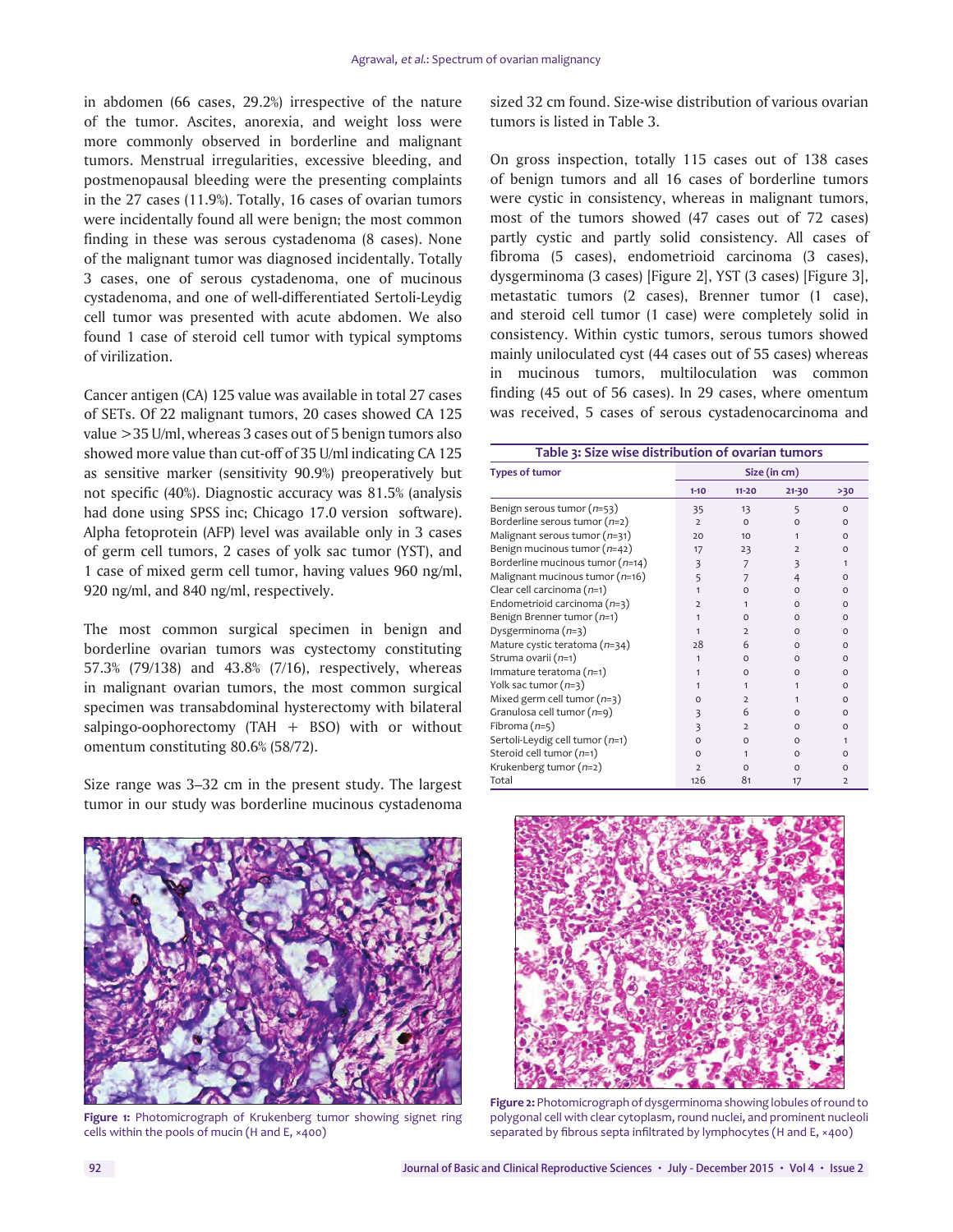in abdomen (66 cases, 29.2%) irrespective of the nature of the tumor. Ascites, anorexia, and weight loss were more commonly observed in borderline and malignant tumors. Menstrual irregularities, excessive bleeding, and postmenopausal bleeding were the presenting complaints in the 27 cases (11.9%). Totally, 16 cases of ovarian tumors were incidentally found all were benign; the most common finding in these was serous cystadenoma (8 cases). None of the malignant tumor was diagnosed incidentally. Totally 3 cases, one of serous cystadenoma, one of mucinous cystadenoma, and one of well-differentiated Sertoli-Leydig cell tumor was presented with acute abdomen. We also found 1 case of steroid cell tumor with typical symptoms of virilization.

Cancer antigen (CA) 125 value was available in total 27 cases of SETs. Of 22 malignant tumors, 20 cases showed CA 125 value >35 U/ml, whereas 3 cases out of 5 benign tumors also showed more value than cut-off of 35 U/ml indicating CA 125 as sensitive marker (sensitivity 90.9%) preoperatively but not specific (40%). Diagnostic accuracy was 81.5% (analysis had done using SPSS inc; Chicago 17.0 version software). Alpha fetoprotein (AFP) level was available only in 3 cases of germ cell tumors, 2 cases of yolk sac tumor (YST), and 1 case of mixed germ cell tumor, having values 960 ng/ml, 920 ng/ml, and 840 ng/ml, respectively.

The most common surgical specimen in benign and borderline ovarian tumors was cystectomy constituting 57.3% (79/138) and 43.8% (7/16), respectively, whereas in malignant ovarian tumors, the most common surgical specimen was transabdominal hysterectomy with bilateral salpingo-oophorectomy (TAH + BSO) with or without omentum constituting 80.6% (58/72).

Size range was 3–32 cm in the present study. The largest tumor in our study was borderline mucinous cystadenoma sized 32 cm found. Size-wise distribution of various ovarian tumors is listed in Table 3.

On gross inspection, totally 115 cases out of 138 cases of benign tumors and all 16 cases of borderline tumors were cystic in consistency, whereas in malignant tumors, most of the tumors showed (47 cases out of 72 cases) partly cystic and partly solid consistency. All cases of fibroma (5 cases), endometrioid carcinoma (3 cases), dysgerminoma (3 cases) [Figure 2], YST (3 cases) [Figure 3], metastatic tumors (2 cases), Brenner tumor (1 case), and steroid cell tumor (1 case) were completely solid in consistency. Within cystic tumors, serous tumors showed mainly uniloculated cyst (44 cases out of 55 cases) whereas in mucinous tumors, multiloculation was common finding (45 out of 56 cases). In 29 cases, where omentum was received, 5 cases of serous cystadenocarcinoma and

**Table 3: Size wise distribution of ovarian tumors**

| Types of tumor | Size (in cm) | | | |
|---|---|---|---|---|
| | 1-10 | 11-20 | 21-30 | >30 |
| Benign serous tumor (*n*=53) | 35 | 13 | 5 | 0 |
| Borderline serous tumor (*n*=2) | 2 | 0 | 0 | 0 |
| Malignant serous tumor (*n*=31) | 20 | 10 | 1 | 0 |
| Benign mucinous tumor (*n*=42) | 17 | 23 | 2 | 0 |
| Borderline mucinous tumor (*n*=14) | 3 | 7 | 3 | 1 |
| Malignant mucinous tumor (*n*=16) | 5 | 7 | 4 | 0 |
| Clear cell carcinoma (*n*=1) | 1 | 0 | 0 | 0 |
| Endometrioid carcinoma (*n*=3) | 2 | 1 | 0 | 0 |
| Benign Brenner tumor (*n*=1) | 1 | 0 | 0 | 0 |
| Dysgerminoma (*n*=3) | 1 | 2 | 0 | 0 |
| Mature cystic teratoma (*n*=34) | 28 | 6 | 0 | 0 |
| Struma ovarii (*n*=1) | 1 | 0 | 0 | 0 |
| Immature teratoma (*n*=1) | 1 | 0 | 0 | 0 |
| Yolk sac tumor (*n*=3) | 1 | 1 | 1 | 0 |
| Mixed germ cell tumor (*n*=3) | 0 | 2 | 1 | 0 |
| Granulosa cell tumor (*n*=9) | 3 | 6 | 0 | 0 |
| Fibroma (*n*=5) | 3 | 2 | 0 | 0 |
| Sertoli-Leydig cell tumor (*n*=1) | 0 | 0 | 0 | 1 |
| Steroid cell tumor (*n*=1) | 0 | 1 | 0 | 0 |
| Krukenberg tumor (*n*=2) | 2 | 0 | 0 | 0 |
| Total | 126 | 81 | 17 | 2 |

**Figure 1:** Photomicrograph of Krukenberg tumor showing signet ring cells within the pools of mucin (H and E, ×400)

**Figure 2:** Photomicrograph of dysgerminoma showing lobules of round to polygonal cell with clear cytoplasm, round nuclei, and prominent nucleoli separated by fibrous septa infiltrated by lymphocytes (H and E, ×400)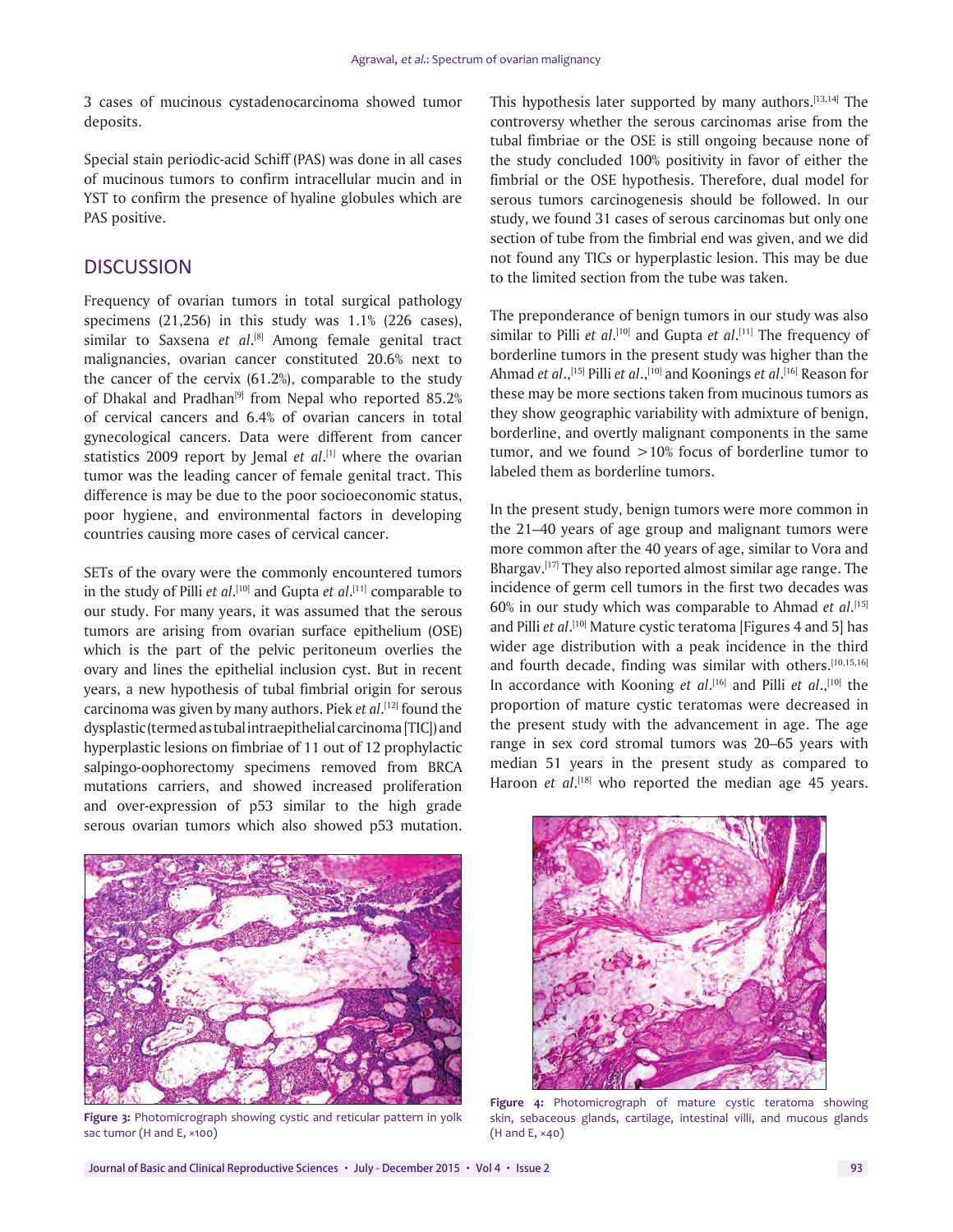3 cases of mucinous cystadenocarcinoma showed tumor deposits.

Special stain periodic-acid Schiff (PAS) was done in all cases of mucinous tumors to confirm intracellular mucin and in YST to confirm the presence of hyaline globules which are PAS positive.

## DISCUSSION

Frequency of ovarian tumors in total surgical pathology specimens (21,256) in this study was 1.1% (226 cases), similar to Saxsena *et al*.[8] Among female genital tract malignancies, ovarian cancer constituted 20.6% next to the cancer of the cervix (61.2%), comparable to the study of Dhakal and Pradhan[9] from Nepal who reported 85.2% of cervical cancers and 6.4% of ovarian cancers in total gynecological cancers. Data were different from cancer statistics 2009 report by Jemal *et al*.[1] where the ovarian tumor was the leading cancer of female genital tract. This difference is may be due to the poor socioeconomic status, poor hygiene, and environmental factors in developing countries causing more cases of cervical cancer.

SETs of the ovary were the commonly encountered tumors in the study of Pilli *et al*.[10] and Gupta *et al*.[11] comparable to our study. For many years, it was assumed that the serous tumors are arising from ovarian surface epithelium (OSE) which is the part of the pelvic peritoneum overlies the ovary and lines the epithelial inclusion cyst. But in recent years, a new hypothesis of tubal fimbrial origin for serous carcinoma was given by many authors. Piek *et al*.[12] found the dysplastic (termed as tubal intraepithelial carcinoma [TIC]) and hyperplastic lesions on fimbriae of 11 out of 12 prophylactic salpingo-oophorectomy specimens removed from BRCA mutations carriers, and showed increased proliferation and over-expression of p53 similar to the high grade serous ovarian tumors which also showed p53 mutation. This hypothesis later supported by many authors.[13,14] The controversy whether the serous carcinomas arise from the tubal fimbriae or the OSE is still ongoing because none of the study concluded 100% positivity in favor of either the fimbrial or the OSE hypothesis. Therefore, dual model for serous tumors carcinogenesis should be followed. In our study, we found 31 cases of serous carcinomas but only one section of tube from the fimbrial end was given, and we did not found any TICs or hyperplastic lesion. This may be due to the limited section from the tube was taken.

The preponderance of benign tumors in our study was also similar to Pilli *et al*.[10] and Gupta *et al*.[11] The frequency of borderline tumors in the present study was higher than the Ahmad *et al*.,[15] Pilli *et al*.,[10] and Koonings *et al*.[16] Reason for these may be more sections taken from mucinous tumors as they show geographic variability with admixture of benign, borderline, and overtly malignant components in the same tumor, and we found >10% focus of borderline tumor to labeled them as borderline tumors.

In the present study, benign tumors were more common in the 21–40 years of age group and malignant tumors were more common after the 40 years of age, similar to Vora and Bhargav.[17] They also reported almost similar age range. The incidence of germ cell tumors in the first two decades was 60% in our study which was comparable to Ahmad *et al*.[15] and Pilli *et al*.[10] Mature cystic teratoma [Figures 4 and 5] has wider age distribution with a peak incidence in the third and fourth decade, finding was similar with others.[10,15,16] In accordance with Kooning *et al*.[16] and Pilli *et al*.,[10] the proportion of mature cystic teratomas were decreased in the present study with the advancement in age. The age range in sex cord stromal tumors was 20–65 years with median 51 years in the present study as compared to Haroon *et al*.[18] who reported the median age 45 years.

**Figure 3:** Photomicrograph showing cystic and reticular pattern in yolk sac tumor (H and E, ×100)

**Figure 4:** Photomicrograph of mature cystic teratoma showing skin, sebaceous glands, cartilage, intestinal villi, and mucous glands (H and E, ×40)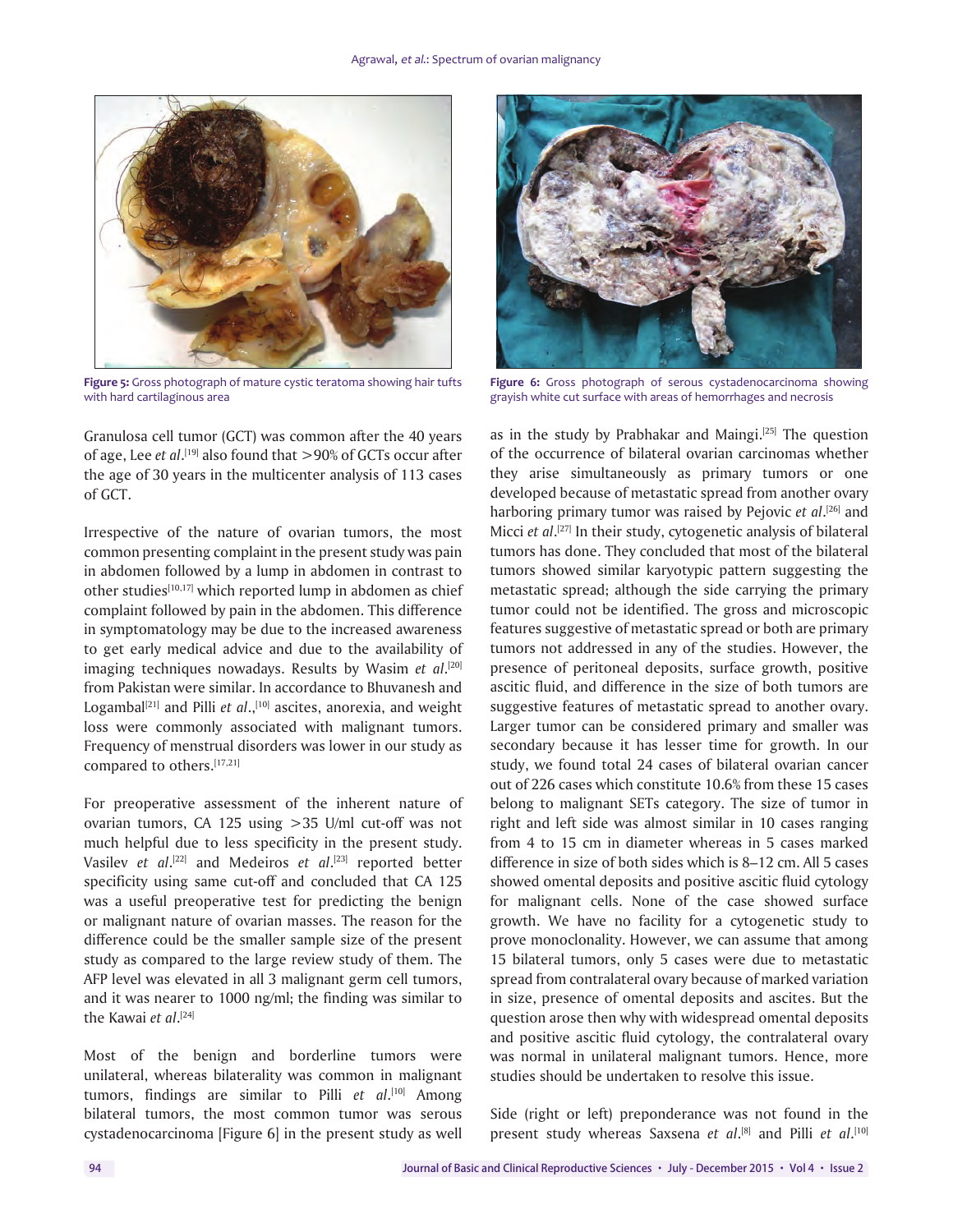**Figure 5:** Gross photograph of mature cystic teratoma showing hair tufts with hard cartilaginous area

**Figure 6:** Gross photograph of serous cystadenocarcinoma showing grayish white cut surface with areas of hemorrhages and necrosis

Granulosa cell tumor (GCT) was common after the 40 years of age, Lee *et al*.[19] also found that >90% of GCTs occur after the age of 30 years in the multicenter analysis of 113 cases of GCT.

Irrespective of the nature of ovarian tumors, the most common presenting complaint in the present study was pain in abdomen followed by a lump in abdomen in contrast to other studies[10,17] which reported lump in abdomen as chief complaint followed by pain in the abdomen. This difference in symptomatology may be due to the increased awareness to get early medical advice and due to the availability of imaging techniques nowadays. Results by Wasim *et al*.[20] from Pakistan were similar. In accordance to Bhuvanesh and Logambal[21] and Pilli *et al*.,[10] ascites, anorexia, and weight loss were commonly associated with malignant tumors. Frequency of menstrual disorders was lower in our study as compared to others.[17,21]

For preoperative assessment of the inherent nature of ovarian tumors, CA 125 using >35 U/ml cut-off was not much helpful due to less specificity in the present study. Vasilev *et al*.[22] and Medeiros *et al*.[23] reported better specificity using same cut-off and concluded that CA 125 was a useful preoperative test for predicting the benign or malignant nature of ovarian masses. The reason for the difference could be the smaller sample size of the present study as compared to the large review study of them. The AFP level was elevated in all 3 malignant germ cell tumors, and it was nearer to 1000 ng/ml; the finding was similar to the Kawai *et al*.[24]

Most of the benign and borderline tumors were unilateral, whereas bilaterality was common in malignant tumors, findings are similar to Pilli *et al*.[10] Among bilateral tumors, the most common tumor was serous cystadenocarcinoma [Figure 6] in the present study as well as in the study by Prabhakar and Maingi.[25] The question of the occurrence of bilateral ovarian carcinomas whether they arise simultaneously as primary tumors or one developed because of metastatic spread from another ovary harboring primary tumor was raised by Pejovic *et al*.[26] and Micci *et al*.[27] In their study, cytogenetic analysis of bilateral tumors has done. They concluded that most of the bilateral tumors showed similar karyotypic pattern suggesting the metastatic spread; although the side carrying the primary tumor could not be identified. The gross and microscopic features suggestive of metastatic spread or both are primary tumors not addressed in any of the studies. However, the presence of peritoneal deposits, surface growth, positive ascitic fluid, and difference in the size of both tumors are suggestive features of metastatic spread to another ovary. Larger tumor can be considered primary and smaller was secondary because it has lesser time for growth. In our study, we found total 24 cases of bilateral ovarian cancer out of 226 cases which constitute 10.6% from these 15 cases belong to malignant SETs category. The size of tumor in right and left side was almost similar in 10 cases ranging from 4 to 15 cm in diameter whereas in 5 cases marked difference in size of both sides which is 8–12 cm. All 5 cases showed omental deposits and positive ascitic fluid cytology for malignant cells. None of the case showed surface growth. We have no facility for a cytogenetic study to prove monoclonality. However, we can assume that among 15 bilateral tumors, only 5 cases were due to metastatic spread from contralateral ovary because of marked variation in size, presence of omental deposits and ascites. But the question arose then why with widespread omental deposits and positive ascitic fluid cytology, the contralateral ovary was normal in unilateral malignant tumors. Hence, more studies should be undertaken to resolve this issue.

Side (right or left) preponderance was not found in the present study whereas Saxsena *et al*.[8] and Pilli *et al*.[10]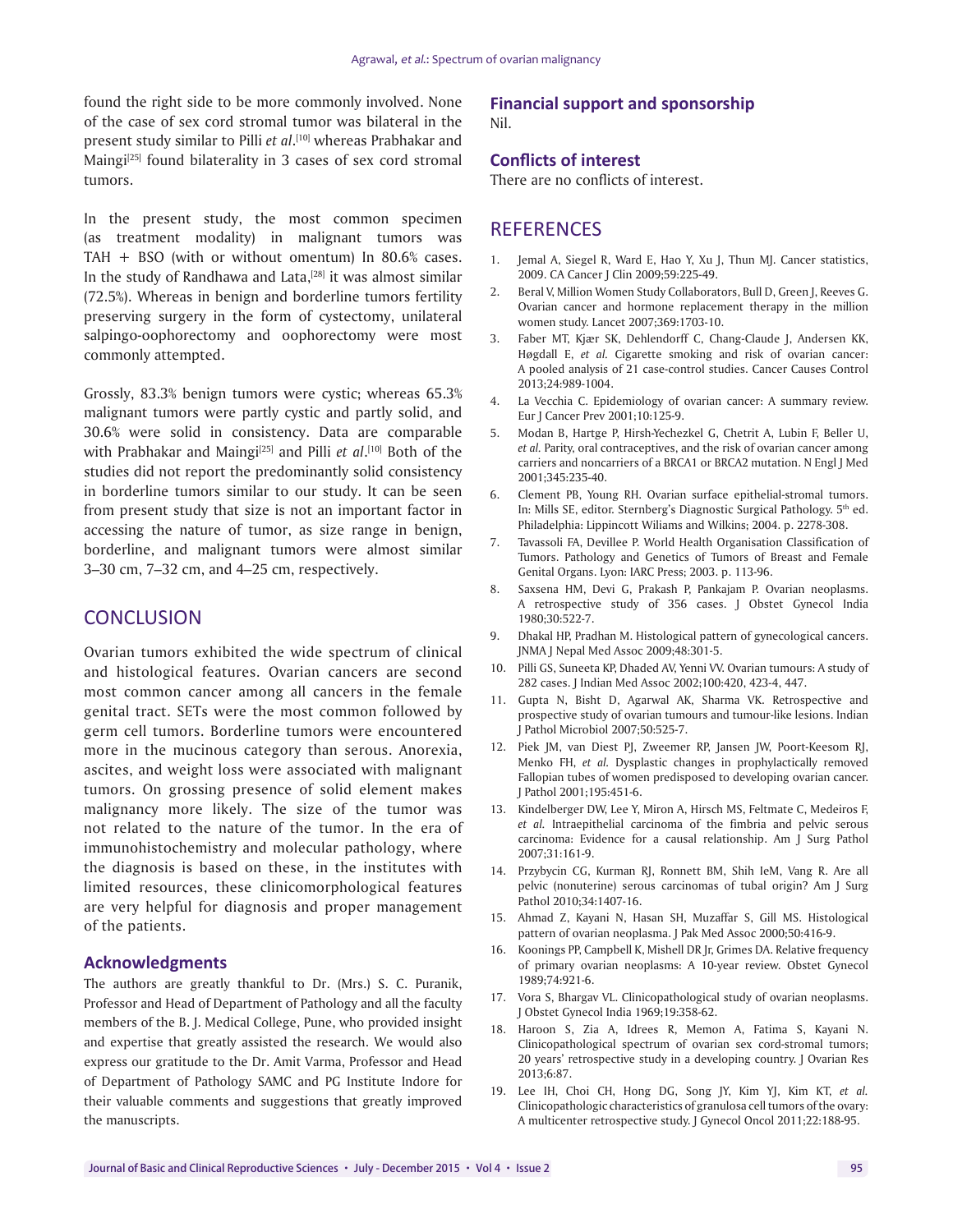found the right side to be more commonly involved. None of the case of sex cord stromal tumor was bilateral in the present study similar to Pilli *et al*.[10] whereas Prabhakar and Maingi[25] found bilaterality in 3 cases of sex cord stromal tumors.

In the present study, the most common specimen (as treatment modality) in malignant tumors was TAH + BSO (with or without omentum) In 80.6% cases. In the study of Randhawa and Lata,[28] it was almost similar (72.5%). Whereas in benign and borderline tumors fertility preserving surgery in the form of cystectomy, unilateral salpingo-oophorectomy and oophorectomy were most commonly attempted.

Grossly, 83.3% benign tumors were cystic; whereas 65.3% malignant tumors were partly cystic and partly solid, and 30.6% were solid in consistency. Data are comparable with Prabhakar and Maingi[25] and Pilli *et al*.[10] Both of the studies did not report the predominantly solid consistency in borderline tumors similar to our study. It can be seen from present study that size is not an important factor in accessing the nature of tumor, as size range in benign, borderline, and malignant tumors were almost similar 3–30 cm, 7–32 cm, and 4–25 cm, respectively.

## CONCLUSION

Ovarian tumors exhibited the wide spectrum of clinical and histological features. Ovarian cancers are second most common cancer among all cancers in the female genital tract. SETs were the most common followed by germ cell tumors. Borderline tumors were encountered more in the mucinous category than serous. Anorexia, ascites, and weight loss were associated with malignant tumors. On grossing presence of solid element makes malignancy more likely. The size of the tumor was not related to the nature of the tumor. In the era of immunohistochemistry and molecular pathology, where the diagnosis is based on these, in the institutes with limited resources, these clinicomorphological features are very helpful for diagnosis and proper management of the patients.

### Acknowledgments

The authors are greatly thankful to Dr. (Mrs.) S. C. Puranik, Professor and Head of Department of Pathology and all the faculty members of the B. J. Medical College, Pune, who provided insight and expertise that greatly assisted the research. We would also express our gratitude to the Dr. Amit Varma, Professor and Head of Department of Pathology SAMC and PG Institute Indore for their valuable comments and suggestions that greatly improved the manuscripts.

### Financial support and sponsorship

Nil.

### Conflicts of interest

There are no conflicts of interest.

## REFERENCES

1. Jemal A, Siegel R, Ward E, Hao Y, Xu J, Thun MJ. Cancer statistics, 2009. CA Cancer J Clin 2009;59:225-49.
2. Beral V, Million Women Study Collaborators, Bull D, Green J, Reeves G. Ovarian cancer and hormone replacement therapy in the million women study. Lancet 2007;369:1703-10.
3. Faber MT, Kjær SK, Dehlendorff C, Chang-Claude J, Andersen KK, Høgdall E, *et al*. Cigarette smoking and risk of ovarian cancer: A pooled analysis of 21 case-control studies. Cancer Causes Control 2013;24:989-1004.
4. La Vecchia C. Epidemiology of ovarian cancer: A summary review. Eur J Cancer Prev 2001;10:125-9.
5. Modan B, Hartge P, Hirsh-Yechezkel G, Chetrit A, Lubin F, Beller U, *et al*. Parity, oral contraceptives, and the risk of ovarian cancer among carriers and noncarriers of a BRCA1 or BRCA2 mutation. N Engl J Med 2001;345:235-40.
6. Clement PB, Young RH. Ovarian surface epithelial-stromal tumors. In: Mills SE, editor. Sternberg's Diagnostic Surgical Pathology. 5th ed. Philadelphia: Lippincott Wiliams and Wilkins; 2004. p. 2278-308.
7. Tavassoli FA, Devillee P. World Health Organisation Classification of Tumors. Pathology and Genetics of Tumors of Breast and Female Genital Organs. Lyon: IARC Press; 2003. p. 113-96.
8. Saxsena HM, Devi G, Prakash P, Pankajam P. Ovarian neoplasms. A retrospective study of 356 cases. J Obstet Gynecol India 1980;30:522-7.
9. Dhakal HP, Pradhan M. Histological pattern of gynecological cancers. JNMA J Nepal Med Assoc 2009;48:301-5.
10. Pilli GS, Suneeta KP, Dhaded AV, Yenni VV. Ovarian tumours: A study of 282 cases. J Indian Med Assoc 2002;100:420, 423-4, 447.
11. Gupta N, Bisht D, Agarwal AK, Sharma VK. Retrospective and prospective study of ovarian tumours and tumour-like lesions. Indian J Pathol Microbiol 2007;50:525-7.
12. Piek JM, van Diest PJ, Zweemer RP, Jansen JW, Poort-Keesom RJ, Menko FH, *et al*. Dysplastic changes in prophylactically removed Fallopian tubes of women predisposed to developing ovarian cancer. J Pathol 2001;195:451-6.
13. Kindelberger DW, Lee Y, Miron A, Hirsch MS, Feltmate C, Medeiros F, *et al*. Intraepithelial carcinoma of the fimbria and pelvic serous carcinoma: Evidence for a causal relationship. Am J Surg Pathol 2007;31:161-9.
14. Przybycin CG, Kurman RJ, Ronnett BM, Shih IeM, Vang R. Are all pelvic (nonuterine) serous carcinomas of tubal origin? Am J Surg Pathol 2010;34:1407-16.
15. Ahmad Z, Kayani N, Hasan SH, Muzaffar S, Gill MS. Histological pattern of ovarian neoplasma. J Pak Med Assoc 2000;50:416-9.
16. Koonings PP, Campbell K, Mishell DR Jr, Grimes DA. Relative frequency of primary ovarian neoplasms: A 10-year review. Obstet Gynecol 1989;74:921-6.
17. Vora S, Bhargav VL. Clinicopathological study of ovarian neoplasms. J Obstet Gynecol India 1969;19:358-62.
18. Haroon S, Zia A, Idrees R, Memon A, Fatima S, Kayani N. Clinicopathological spectrum of ovarian sex cord-stromal tumors; 20 years' retrospective study in a developing country. J Ovarian Res 2013;6:87.
19. Lee IH, Choi CH, Hong DG, Song JY, Kim YJ, Kim KT, *et al*. Clinicopathologic characteristics of granulosa cell tumors of the ovary: A multicenter retrospective study. J Gynecol Oncol 2011;22:188-95.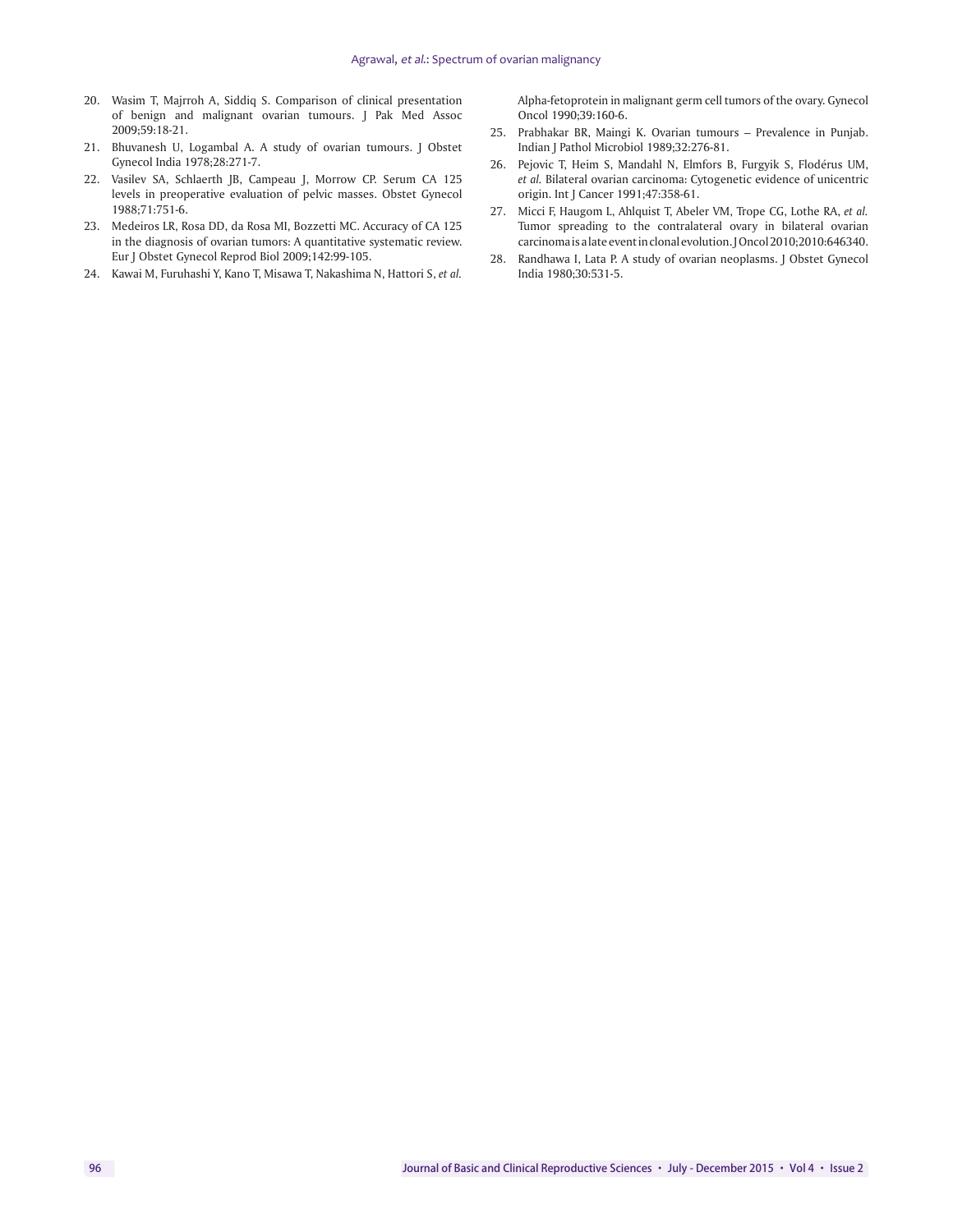20. Wasim T, Majrroh A, Siddiq S. Comparison of clinical presentation of benign and malignant ovarian tumours. J Pak Med Assoc 2009;59:18-21.
21. Bhuvanesh U, Logambal A. A study of ovarian tumours. J Obstet Gynecol India 1978;28:271-7.
22. Vasilev SA, Schlaerth JB, Campeau J, Morrow CP. Serum CA 125 levels in preoperative evaluation of pelvic masses. Obstet Gynecol 1988;71:751-6.
23. Medeiros LR, Rosa DD, da Rosa MI, Bozzetti MC. Accuracy of CA 125 in the diagnosis of ovarian tumors: A quantitative systematic review. Eur J Obstet Gynecol Reprod Biol 2009;142:99-105.
24. Kawai M, Furuhashi Y, Kano T, Misawa T, Nakashima N, Hattori S, *et al.* Alpha-fetoprotein in malignant germ cell tumors of the ovary. Gynecol Oncol 1990;39:160-6.
25. Prabhakar BR, Maingi K. Ovarian tumours – Prevalence in Punjab. Indian J Pathol Microbiol 1989;32:276-81.
26. Pejovic T, Heim S, Mandahl N, Elmfors B, Furgyik S, Flodérus UM, *et al.* Bilateral ovarian carcinoma: Cytogenetic evidence of unicentric origin. Int J Cancer 1991;47:358-61.
27. Micci F, Haugom L, Ahlquist T, Abeler VM, Trope CG, Lothe RA, *et al.* Tumor spreading to the contralateral ovary in bilateral ovarian carcinoma is a late event in clonal evolution. J Oncol 2010;2010:646340.
28. Randhawa I, Lata P. A study of ovarian neoplasms. J Obstet Gynecol India 1980;30:531-5.